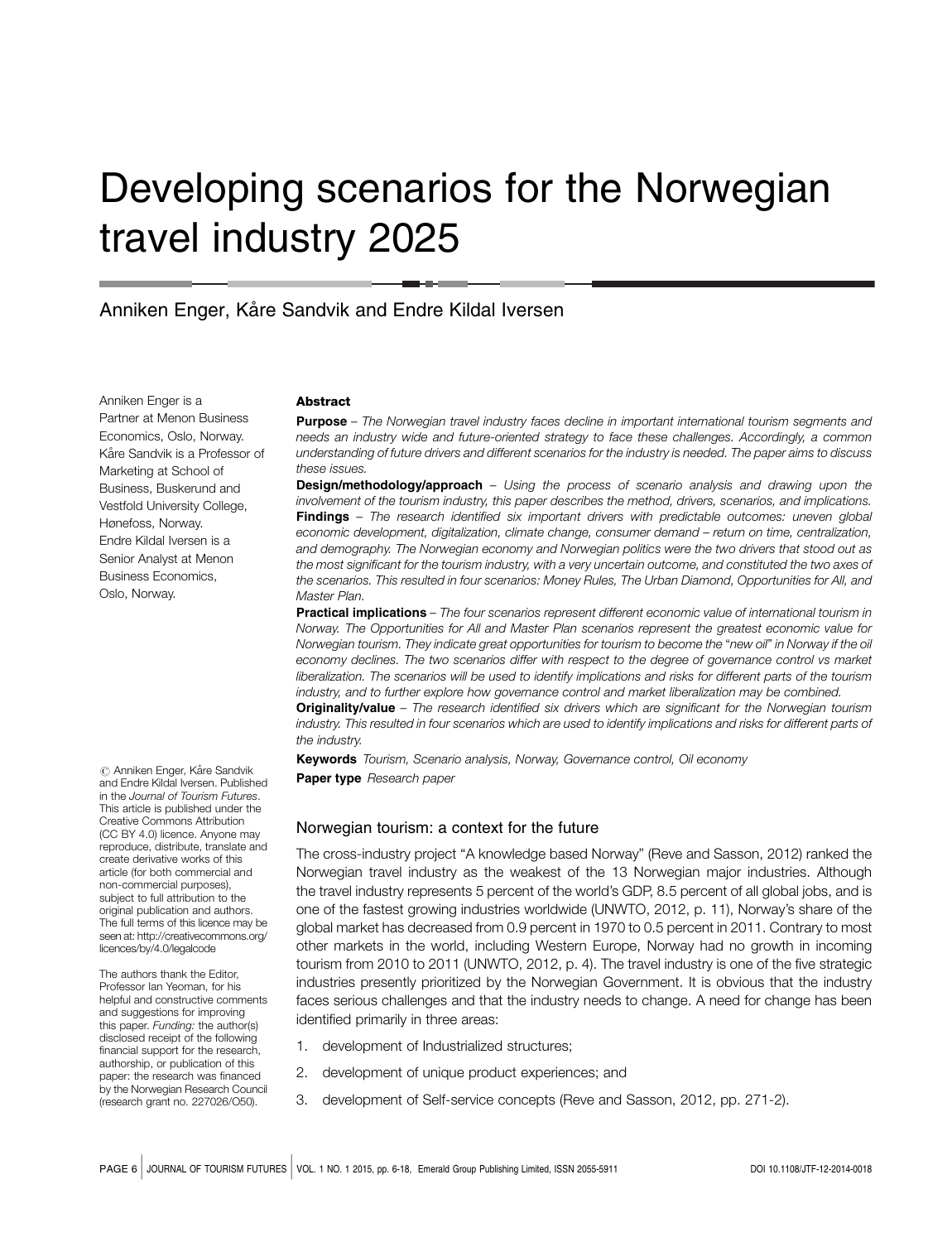# Developing scenarios for the Norwegian travel industry 2025

Anniken Enger, Kåre Sandvik and Endre Kildal Iversen

Anniken Enger is a Partner at Menon Business Economics, Oslo, Norway. Kåre Sandvik is a Professor of Marketing at School of Business, Buskerund and Vestfold University College, Hønefoss, Norway. Endre Kildal Iversen is a Senior Analyst at Menon Business Economics, Oslo, Norway.

**Abstract**

**Purpose** – *The Norwegian travel industry faces decline in important international tourism segments and needs an industry wide and future-oriented strategy to face these challenges. Accordingly, a common understanding of future drivers and different scenarios for the industry is needed. The paper aims to discuss these issues.*

**Design/methodology/approach** – *Using the process of scenario analysis and drawing upon the involvement of the tourism industry, this paper describes the method, drivers, scenarios, and implications.*

**Findings** – *The research identified six important drivers with predictable outcomes: uneven global economic development, digitalization, climate change, consumer demand – return on time, centralization, and demography. The Norwegian economy and Norwegian politics were the two drivers that stood out as the most significant for the tourism industry, with a very uncertain outcome, and constituted the two axes of the scenarios. This resulted in four scenarios: Money Rules, The Urban Diamond, Opportunities for All, and Master Plan.*

**Practical implications** – *The four scenarios represent different economic value of international tourism in Norway. The Opportunities for All and Master Plan scenarios represent the greatest economic value for Norwegian tourism. They indicate great opportunities for tourism to become the "new oil" in Norway if the oil economy declines. The two scenarios differ with respect to the degree of governance control vs market liberalization. The scenarios will be used to identify implications and risks for different parts of the tourism industry, and to further explore how governance control and market liberalization may be combined.*

**Originality/value** – *The research identified six drivers which are significant for the Norwegian tourism industry. This resulted in four scenarios which are used to identify implications and risks for different parts of the industry.*

**Keywords** *Tourism, Scenario analysis, Norway, Governance control, Oil economy*

**Paper type** *Research paper*

© Anniken Enger, Kåre Sandvik and Endre Kildal Iversen. Published in the *Journal of Tourism Futures*. This article is published under the Creative Commons Attribution (CC BY 4.0) licence. Anyone may reproduce, distribute, translate and create derivative works of this article (for both commercial and non-commercial purposes), subject to full attribution to the original publication and authors. The full terms of this licence may be seen at: http://creativecommons.org/licences/by/4.0/legalcode

The authors thank the Editor, Professor Ian Yeoman, for his helpful and constructive comments and suggestions for improving this paper. *Funding:* the author(s) disclosed receipt of the following financial support for the research, authorship, or publication of this paper: the research was financed by the Norwegian Research Council (research grant no. 227026/O50).

## Norwegian tourism: a context for the future

The cross-industry project "A knowledge based Norway" (Reve and Sasson, 2012) ranked the Norwegian travel industry as the weakest of the 13 Norwegian major industries. Although the travel industry represents 5 percent of the world's GDP, 8.5 percent of all global jobs, and is one of the fastest growing industries worldwide (UNWTO, 2012, p. 11), Norway's share of the global market has decreased from 0.9 percent in 1970 to 0.5 percent in 2011. Contrary to most other markets in the world, including Western Europe, Norway had no growth in incoming tourism from 2010 to 2011 (UNWTO, 2012, p. 4). The travel industry is one of the five strategic industries presently prioritized by the Norwegian Government. It is obvious that the industry faces serious challenges and that the industry needs to change. A need for change has been identified primarily in three areas:

1. development of Industrialized structures;
2. development of unique product experiences; and
3. development of Self-service concepts (Reve and Sasson, 2012, pp. 271-2).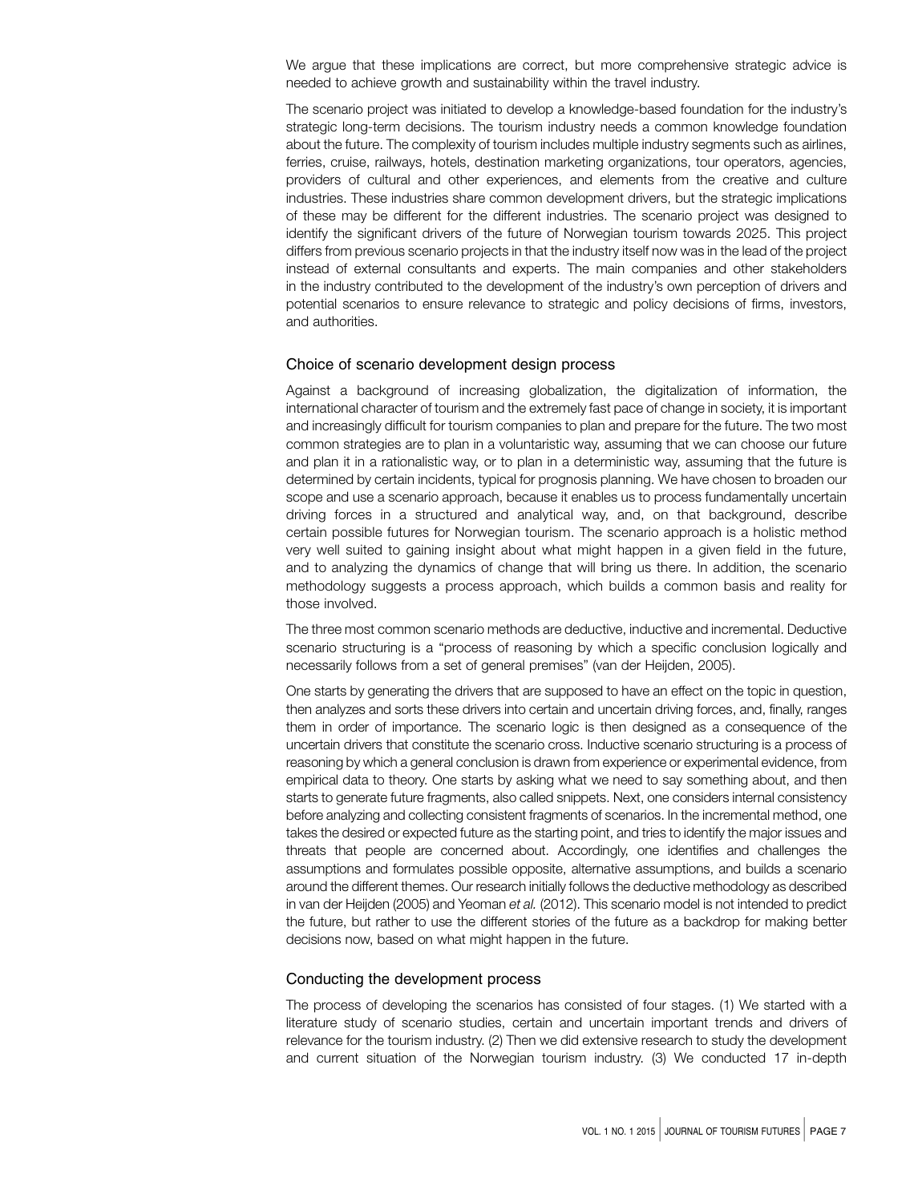We argue that these implications are correct, but more comprehensive strategic advice is needed to achieve growth and sustainability within the travel industry.

The scenario project was initiated to develop a knowledge-based foundation for the industry's strategic long-term decisions. The tourism industry needs a common knowledge foundation about the future. The complexity of tourism includes multiple industry segments such as airlines, ferries, cruise, railways, hotels, destination marketing organizations, tour operators, agencies, providers of cultural and other experiences, and elements from the creative and culture industries. These industries share common development drivers, but the strategic implications of these may be different for the different industries. The scenario project was designed to identify the significant drivers of the future of Norwegian tourism towards 2025. This project differs from previous scenario projects in that the industry itself now was in the lead of the project instead of external consultants and experts. The main companies and other stakeholders in the industry contributed to the development of the industry's own perception of drivers and potential scenarios to ensure relevance to strategic and policy decisions of firms, investors, and authorities.

## Choice of scenario development design process

Against a background of increasing globalization, the digitalization of information, the international character of tourism and the extremely fast pace of change in society, it is important and increasingly difficult for tourism companies to plan and prepare for the future. The two most common strategies are to plan in a voluntaristic way, assuming that we can choose our future and plan it in a rationalistic way, or to plan in a deterministic way, assuming that the future is determined by certain incidents, typical for prognosis planning. We have chosen to broaden our scope and use a scenario approach, because it enables us to process fundamentally uncertain driving forces in a structured and analytical way, and, on that background, describe certain possible futures for Norwegian tourism. The scenario approach is a holistic method very well suited to gaining insight about what might happen in a given field in the future, and to analyzing the dynamics of change that will bring us there. In addition, the scenario methodology suggests a process approach, which builds a common basis and reality for those involved.

The three most common scenario methods are deductive, inductive and incremental. Deductive scenario structuring is a "process of reasoning by which a specific conclusion logically and necessarily follows from a set of general premises" (van der Heijden, 2005).

One starts by generating the drivers that are supposed to have an effect on the topic in question, then analyzes and sorts these drivers into certain and uncertain driving forces, and, finally, ranges them in order of importance. The scenario logic is then designed as a consequence of the uncertain drivers that constitute the scenario cross. Inductive scenario structuring is a process of reasoning by which a general conclusion is drawn from experience or experimental evidence, from empirical data to theory. One starts by asking what we need to say something about, and then starts to generate future fragments, also called snippets. Next, one considers internal consistency before analyzing and collecting consistent fragments of scenarios. In the incremental method, one takes the desired or expected future as the starting point, and tries to identify the major issues and threats that people are concerned about. Accordingly, one identifies and challenges the assumptions and formulates possible opposite, alternative assumptions, and builds a scenario around the different themes. Our research initially follows the deductive methodology as described in van der Heijden (2005) and Yeoman *et al.* (2012). This scenario model is not intended to predict the future, but rather to use the different stories of the future as a backdrop for making better decisions now, based on what might happen in the future.

## Conducting the development process

The process of developing the scenarios has consisted of four stages. (1) We started with a literature study of scenario studies, certain and uncertain important trends and drivers of relevance for the tourism industry. (2) Then we did extensive research to study the development and current situation of the Norwegian tourism industry. (3) We conducted 17 in-depth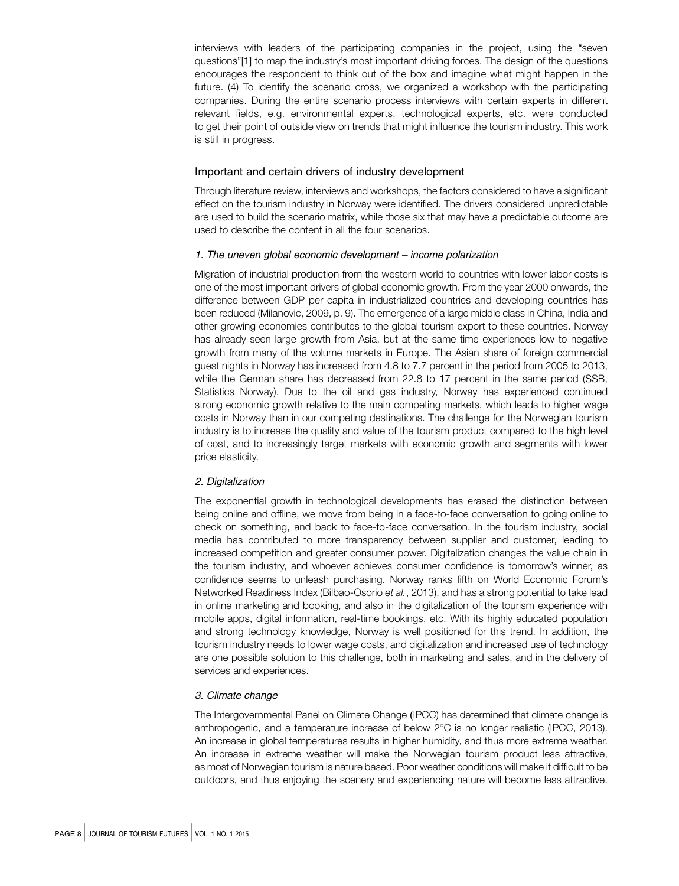interviews with leaders of the participating companies in the project, using the "seven questions"[1] to map the industry's most important driving forces. The design of the questions encourages the respondent to think out of the box and imagine what might happen in the future. (4) To identify the scenario cross, we organized a workshop with the participating companies. During the entire scenario process interviews with certain experts in different relevant fields, e.g. environmental experts, technological experts, etc. were conducted to get their point of outside view on trends that might influence the tourism industry. This work is still in progress.

## Important and certain drivers of industry development

Through literature review, interviews and workshops, the factors considered to have a significant effect on the tourism industry in Norway were identified. The drivers considered unpredictable are used to build the scenario matrix, while those six that may have a predictable outcome are used to describe the content in all the four scenarios.

### *1. The uneven global economic development – income polarization*

Migration of industrial production from the western world to countries with lower labor costs is one of the most important drivers of global economic growth. From the year 2000 onwards, the difference between GDP per capita in industrialized countries and developing countries has been reduced (Milanovic, 2009, p. 9). The emergence of a large middle class in China, India and other growing economies contributes to the global tourism export to these countries. Norway has already seen large growth from Asia, but at the same time experiences low to negative growth from many of the volume markets in Europe. The Asian share of foreign commercial guest nights in Norway has increased from 4.8 to 7.7 percent in the period from 2005 to 2013, while the German share has decreased from 22.8 to 17 percent in the same period (SSB, Statistics Norway). Due to the oil and gas industry, Norway has experienced continued strong economic growth relative to the main competing markets, which leads to higher wage costs in Norway than in our competing destinations. The challenge for the Norwegian tourism industry is to increase the quality and value of the tourism product compared to the high level of cost, and to increasingly target markets with economic growth and segments with lower price elasticity.

### *2. Digitalization*

The exponential growth in technological developments has erased the distinction between being online and offline, we move from being in a face-to-face conversation to going online to check on something, and back to face-to-face conversation. In the tourism industry, social media has contributed to more transparency between supplier and customer, leading to increased competition and greater consumer power. Digitalization changes the value chain in the tourism industry, and whoever achieves consumer confidence is tomorrow's winner, as confidence seems to unleash purchasing. Norway ranks fifth on World Economic Forum's Networked Readiness Index (Bilbao-Osorio *et al.*, 2013), and has a strong potential to take lead in online marketing and booking, and also in the digitalization of the tourism experience with mobile apps, digital information, real-time bookings, etc. With its highly educated population and strong technology knowledge, Norway is well positioned for this trend. In addition, the tourism industry needs to lower wage costs, and digitalization and increased use of technology are one possible solution to this challenge, both in marketing and sales, and in the delivery of services and experiences.

### *3. Climate change*

The Intergovernmental Panel on Climate Change (IPCC) has determined that climate change is anthropogenic, and a temperature increase of below 2°C is no longer realistic (IPCC, 2013). An increase in global temperatures results in higher humidity, and thus more extreme weather. An increase in extreme weather will make the Norwegian tourism product less attractive, as most of Norwegian tourism is nature based. Poor weather conditions will make it difficult to be outdoors, and thus enjoying the scenery and experiencing nature will become less attractive.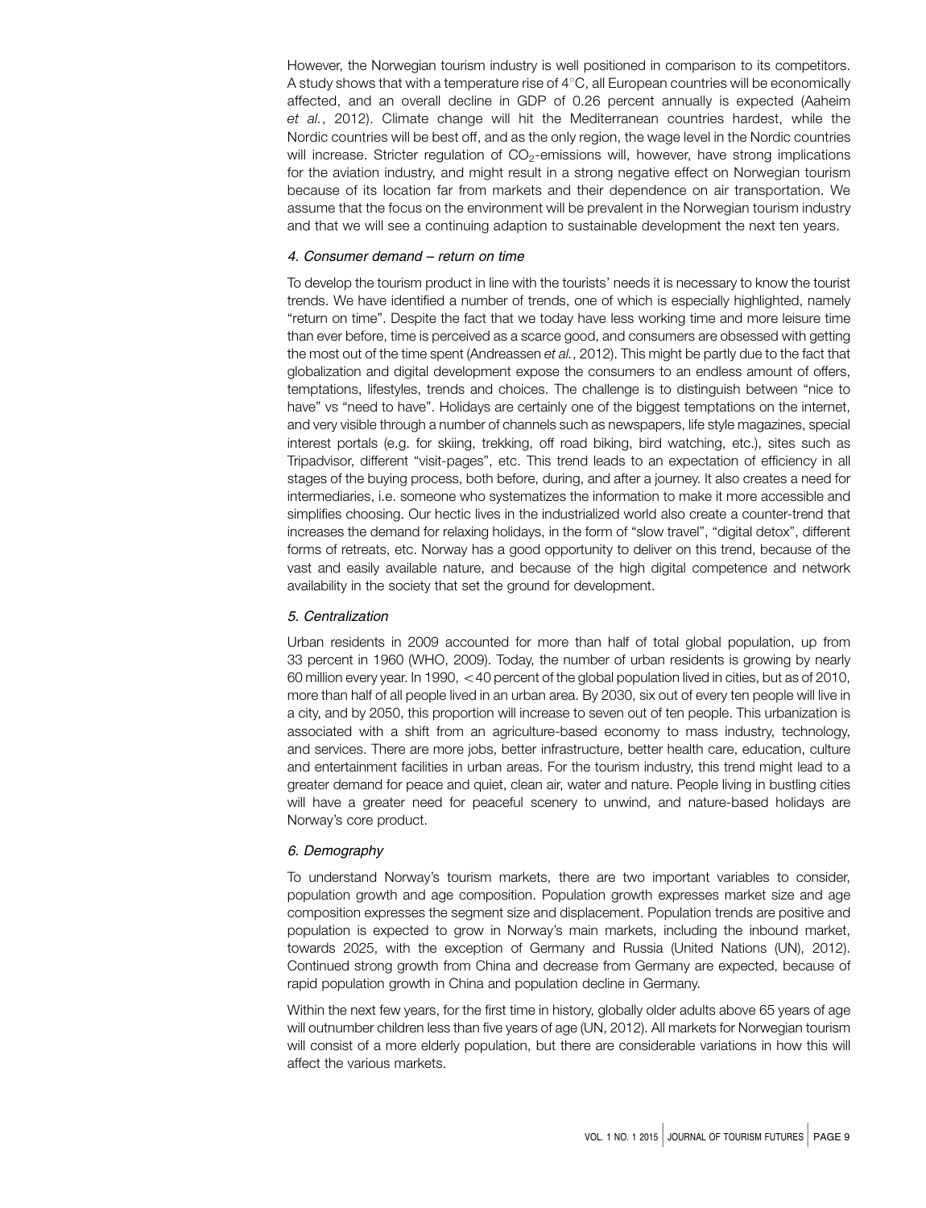However, the Norwegian tourism industry is well positioned in comparison to its competitors. A study shows that with a temperature rise of 4°C, all European countries will be economically affected, and an overall decline in GDP of 0.26 percent annually is expected (Aaheim *et al.*, 2012). Climate change will hit the Mediterranean countries hardest, while the Nordic countries will be best off, and as the only region, the wage level in the Nordic countries will increase. Stricter regulation of $CO_2$-emissions will, however, have strong implications for the aviation industry, and might result in a strong negative effect on Norwegian tourism because of its location far from markets and their dependence on air transportation. We assume that the focus on the environment will be prevalent in the Norwegian tourism industry and that we will see a continuing adaption to sustainable development the next ten years.

*4. Consumer demand – return on time*

To develop the tourism product in line with the tourists' needs it is necessary to know the tourist trends. We have identified a number of trends, one of which is especially highlighted, namely "return on time". Despite the fact that we today have less working time and more leisure time than ever before, time is perceived as a scarce good, and consumers are obsessed with getting the most out of the time spent (Andreassen *et al.*, 2012). This might be partly due to the fact that globalization and digital development expose the consumers to an endless amount of offers, temptations, lifestyles, trends and choices. The challenge is to distinguish between "nice to have" vs "need to have". Holidays are certainly one of the biggest temptations on the internet, and very visible through a number of channels such as newspapers, life style magazines, special interest portals (e.g. for skiing, trekking, off road biking, bird watching, etc.), sites such as Tripadvisor, different "visit-pages", etc. This trend leads to an expectation of efficiency in all stages of the buying process, both before, during, and after a journey. It also creates a need for intermediaries, i.e. someone who systematizes the information to make it more accessible and simplifies choosing. Our hectic lives in the industrialized world also create a counter-trend that increases the demand for relaxing holidays, in the form of "slow travel", "digital detox", different forms of retreats, etc. Norway has a good opportunity to deliver on this trend, because of the vast and easily available nature, and because of the high digital competence and network availability in the society that set the ground for development.

*5. Centralization*

Urban residents in 2009 accounted for more than half of total global population, up from 33 percent in 1960 (WHO, 2009). Today, the number of urban residents is growing by nearly 60 million every year. In 1990, <40 percent of the global population lived in cities, but as of 2010, more than half of all people lived in an urban area. By 2030, six out of every ten people will live in a city, and by 2050, this proportion will increase to seven out of ten people. This urbanization is associated with a shift from an agriculture-based economy to mass industry, technology, and services. There are more jobs, better infrastructure, better health care, education, culture and entertainment facilities in urban areas. For the tourism industry, this trend might lead to a greater demand for peace and quiet, clean air, water and nature. People living in bustling cities will have a greater need for peaceful scenery to unwind, and nature-based holidays are Norway's core product.

*6. Demography*

To understand Norway's tourism markets, there are two important variables to consider, population growth and age composition. Population growth expresses market size and age composition expresses the segment size and displacement. Population trends are positive and population is expected to grow in Norway's main markets, including the inbound market, towards 2025, with the exception of Germany and Russia (United Nations (UN), 2012). Continued strong growth from China and decrease from Germany are expected, because of rapid population growth in China and population decline in Germany.

Within the next few years, for the first time in history, globally older adults above 65 years of age will outnumber children less than five years of age (UN, 2012). All markets for Norwegian tourism will consist of a more elderly population, but there are considerable variations in how this will affect the various markets.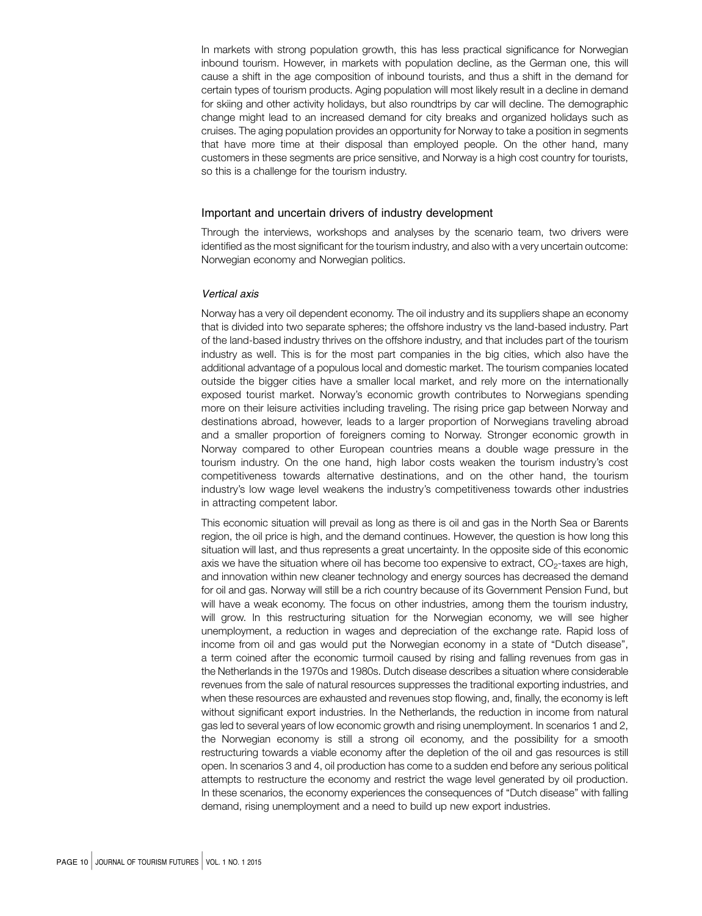In markets with strong population growth, this has less practical significance for Norwegian inbound tourism. However, in markets with population decline, as the German one, this will cause a shift in the age composition of inbound tourists, and thus a shift in the demand for certain types of tourism products. Aging population will most likely result in a decline in demand for skiing and other activity holidays, but also roundtrips by car will decline. The demographic change might lead to an increased demand for city breaks and organized holidays such as cruises. The aging population provides an opportunity for Norway to take a position in segments that have more time at their disposal than employed people. On the other hand, many customers in these segments are price sensitive, and Norway is a high cost country for tourists, so this is a challenge for the tourism industry.

## Important and uncertain drivers of industry development

Through the interviews, workshops and analyses by the scenario team, two drivers were identified as the most significant for the tourism industry, and also with a very uncertain outcome: Norwegian economy and Norwegian politics.

### *Vertical axis*

Norway has a very oil dependent economy. The oil industry and its suppliers shape an economy that is divided into two separate spheres; the offshore industry vs the land-based industry. Part of the land-based industry thrives on the offshore industry, and that includes part of the tourism industry as well. This is for the most part companies in the big cities, which also have the additional advantage of a populous local and domestic market. The tourism companies located outside the bigger cities have a smaller local market, and rely more on the internationally exposed tourist market. Norway's economic growth contributes to Norwegians spending more on their leisure activities including traveling. The rising price gap between Norway and destinations abroad, however, leads to a larger proportion of Norwegians traveling abroad and a smaller proportion of foreigners coming to Norway. Stronger economic growth in Norway compared to other European countries means a double wage pressure in the tourism industry. On the one hand, high labor costs weaken the tourism industry's cost competitiveness towards alternative destinations, and on the other hand, the tourism industry's low wage level weakens the industry's competitiveness towards other industries in attracting competent labor.

This economic situation will prevail as long as there is oil and gas in the North Sea or Barents region, the oil price is high, and the demand continues. However, the question is how long this situation will last, and thus represents a great uncertainty. In the opposite side of this economic axis we have the situation where oil has become too expensive to extract, $CO_2$-taxes are high, and innovation within new cleaner technology and energy sources has decreased the demand for oil and gas. Norway will still be a rich country because of its Government Pension Fund, but will have a weak economy. The focus on other industries, among them the tourism industry, will grow. In this restructuring situation for the Norwegian economy, we will see higher unemployment, a reduction in wages and depreciation of the exchange rate. Rapid loss of income from oil and gas would put the Norwegian economy in a state of "Dutch disease", a term coined after the economic turmoil caused by rising and falling revenues from gas in the Netherlands in the 1970s and 1980s. Dutch disease describes a situation where considerable revenues from the sale of natural resources suppresses the traditional exporting industries, and when these resources are exhausted and revenues stop flowing, and, finally, the economy is left without significant export industries. In the Netherlands, the reduction in income from natural gas led to several years of low economic growth and rising unemployment. In scenarios 1 and 2, the Norwegian economy is still a strong oil economy, and the possibility for a smooth restructuring towards a viable economy after the depletion of the oil and gas resources is still open. In scenarios 3 and 4, oil production has come to a sudden end before any serious political attempts to restructure the economy and restrict the wage level generated by oil production. In these scenarios, the economy experiences the consequences of "Dutch disease" with falling demand, rising unemployment and a need to build up new export industries.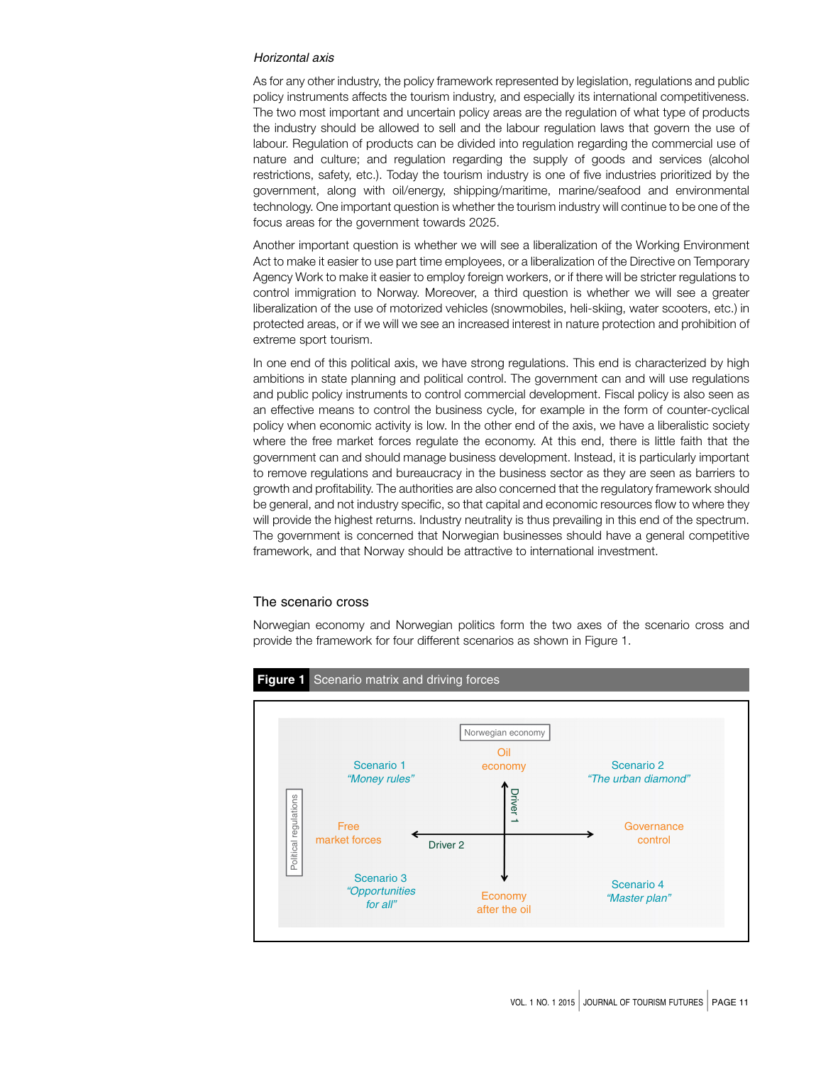*Horizontal axis*

As for any other industry, the policy framework represented by legislation, regulations and public policy instruments affects the tourism industry, and especially its international competitiveness. The two most important and uncertain policy areas are the regulation of what type of products the industry should be allowed to sell and the labour regulation laws that govern the use of labour. Regulation of products can be divided into regulation regarding the commercial use of nature and culture; and regulation regarding the supply of goods and services (alcohol restrictions, safety, etc.). Today the tourism industry is one of five industries prioritized by the government, along with oil/energy, shipping/maritime, marine/seafood and environmental technology. One important question is whether the tourism industry will continue to be one of the focus areas for the government towards 2025.

Another important question is whether we will see a liberalization of the Working Environment Act to make it easier to use part time employees, or a liberalization of the Directive on Temporary Agency Work to make it easier to employ foreign workers, or if there will be stricter regulations to control immigration to Norway. Moreover, a third question is whether we will see a greater liberalization of the use of motorized vehicles (snowmobiles, heli-skiing, water scooters, etc.) in protected areas, or if we will we see an increased interest in nature protection and prohibition of extreme sport tourism.

In one end of this political axis, we have strong regulations. This end is characterized by high ambitions in state planning and political control. The government can and will use regulations and public policy instruments to control commercial development. Fiscal policy is also seen as an effective means to control the business cycle, for example in the form of counter-cyclical policy when economic activity is low. In the other end of the axis, we have a liberalistic society where the free market forces regulate the economy. At this end, there is little faith that the government can and should manage business development. Instead, it is particularly important to remove regulations and bureaucracy in the business sector as they are seen as barriers to growth and profitability. The authorities are also concerned that the regulatory framework should be general, and not industry specific, so that capital and economic resources flow to where they will provide the highest returns. Industry neutrality is thus prevailing in this end of the spectrum. The government is concerned that Norwegian businesses should have a general competitive framework, and that Norway should be attractive to international investment.

## The scenario cross

Norwegian economy and Norwegian politics form the two axes of the scenario cross and provide the framework for four different scenarios as shown in Figure 1.

**Figure 1** Scenario matrix and driving forces

Norwegian economy

Political regulations

Oil economy

Economy after the oil

Free market forces

Governance control

Driver 1

Driver 2

Scenario 1 *"Money rules"*

Scenario 2 *"The urban diamond"*

Scenario 3 *"Opportunities for all"*

Scenario 4 *"Master plan"*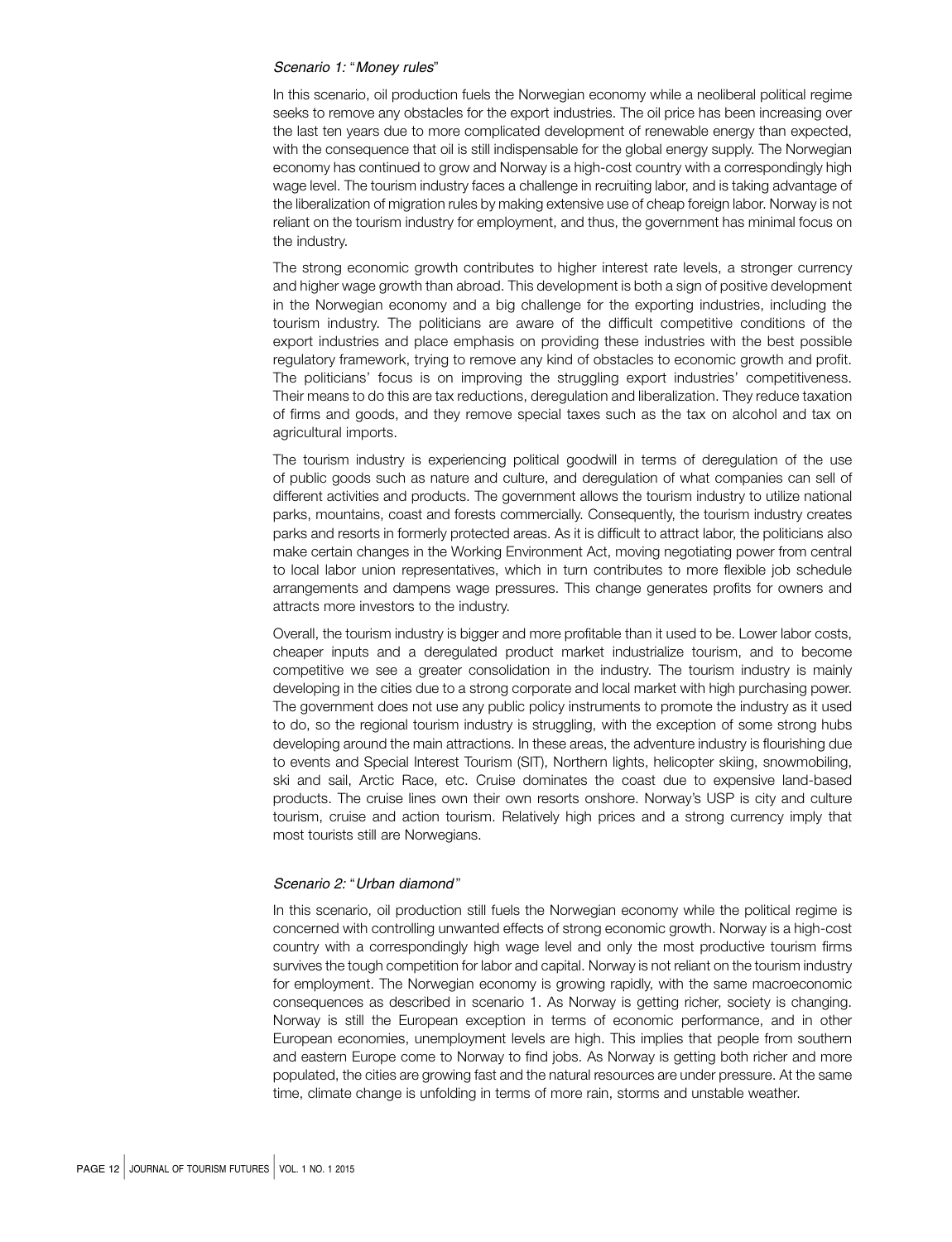*Scenario 1: "Money rules"*

In this scenario, oil production fuels the Norwegian economy while a neoliberal political regime seeks to remove any obstacles for the export industries. The oil price has been increasing over the last ten years due to more complicated development of renewable energy than expected, with the consequence that oil is still indispensable for the global energy supply. The Norwegian economy has continued to grow and Norway is a high-cost country with a correspondingly high wage level. The tourism industry faces a challenge in recruiting labor, and is taking advantage of the liberalization of migration rules by making extensive use of cheap foreign labor. Norway is not reliant on the tourism industry for employment, and thus, the government has minimal focus on the industry.

The strong economic growth contributes to higher interest rate levels, a stronger currency and higher wage growth than abroad. This development is both a sign of positive development in the Norwegian economy and a big challenge for the exporting industries, including the tourism industry. The politicians are aware of the difficult competitive conditions of the export industries and place emphasis on providing these industries with the best possible regulatory framework, trying to remove any kind of obstacles to economic growth and profit. The politicians' focus is on improving the struggling export industries' competitiveness. Their means to do this are tax reductions, deregulation and liberalization. They reduce taxation of firms and goods, and they remove special taxes such as the tax on alcohol and tax on agricultural imports.

The tourism industry is experiencing political goodwill in terms of deregulation of the use of public goods such as nature and culture, and deregulation of what companies can sell of different activities and products. The government allows the tourism industry to utilize national parks, mountains, coast and forests commercially. Consequently, the tourism industry creates parks and resorts in formerly protected areas. As it is difficult to attract labor, the politicians also make certain changes in the Working Environment Act, moving negotiating power from central to local labor union representatives, which in turn contributes to more flexible job schedule arrangements and dampens wage pressures. This change generates profits for owners and attracts more investors to the industry.

Overall, the tourism industry is bigger and more profitable than it used to be. Lower labor costs, cheaper inputs and a deregulated product market industrialize tourism, and to become competitive we see a greater consolidation in the industry. The tourism industry is mainly developing in the cities due to a strong corporate and local market with high purchasing power. The government does not use any public policy instruments to promote the industry as it used to do, so the regional tourism industry is struggling, with the exception of some strong hubs developing around the main attractions. In these areas, the adventure industry is flourishing due to events and Special Interest Tourism (SIT), Northern lights, helicopter skiing, snowmobiling, ski and sail, Arctic Race, etc. Cruise dominates the coast due to expensive land-based products. The cruise lines own their own resorts onshore. Norway's USP is city and culture tourism, cruise and action tourism. Relatively high prices and a strong currency imply that most tourists still are Norwegians.

*Scenario 2: "Urban diamond"*

In this scenario, oil production still fuels the Norwegian economy while the political regime is concerned with controlling unwanted effects of strong economic growth. Norway is a high-cost country with a correspondingly high wage level and only the most productive tourism firms survives the tough competition for labor and capital. Norway is not reliant on the tourism industry for employment. The Norwegian economy is growing rapidly, with the same macroeconomic consequences as described in scenario 1. As Norway is getting richer, society is changing. Norway is still the European exception in terms of economic performance, and in other European economies, unemployment levels are high. This implies that people from southern and eastern Europe come to Norway to find jobs. As Norway is getting both richer and more populated, the cities are growing fast and the natural resources are under pressure. At the same time, climate change is unfolding in terms of more rain, storms and unstable weather.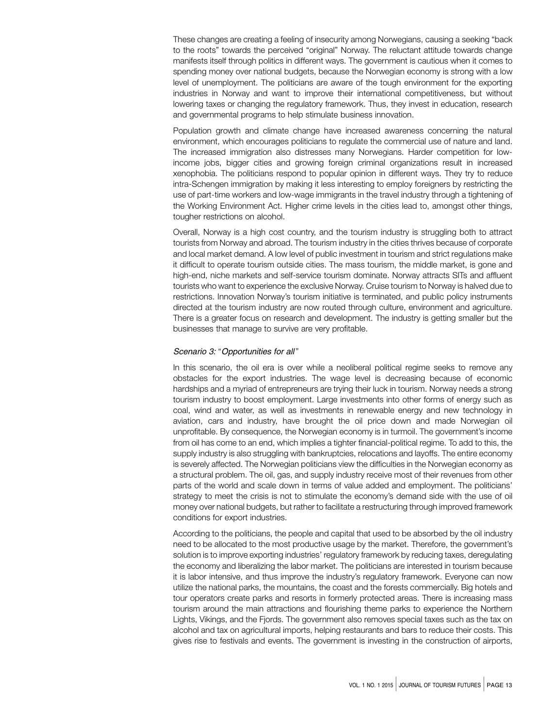These changes are creating a feeling of insecurity among Norwegians, causing a seeking "back to the roots" towards the perceived "original" Norway. The reluctant attitude towards change manifests itself through politics in different ways. The government is cautious when it comes to spending money over national budgets, because the Norwegian economy is strong with a low level of unemployment. The politicians are aware of the tough environment for the exporting industries in Norway and want to improve their international competitiveness, but without lowering taxes or changing the regulatory framework. Thus, they invest in education, research and governmental programs to help stimulate business innovation.

Population growth and climate change have increased awareness concerning the natural environment, which encourages politicians to regulate the commercial use of nature and land. The increased immigration also distresses many Norwegians. Harder competition for low-income jobs, bigger cities and growing foreign criminal organizations result in increased xenophobia. The politicians respond to popular opinion in different ways. They try to reduce intra-Schengen immigration by making it less interesting to employ foreigners by restricting the use of part-time workers and low-wage immigrants in the travel industry through a tightening of the Working Environment Act. Higher crime levels in the cities lead to, amongst other things, tougher restrictions on alcohol.

Overall, Norway is a high cost country, and the tourism industry is struggling both to attract tourists from Norway and abroad. The tourism industry in the cities thrives because of corporate and local market demand. A low level of public investment in tourism and strict regulations make it difficult to operate tourism outside cities. The mass tourism, the middle market, is gone and high-end, niche markets and self-service tourism dominate. Norway attracts SITs and affluent tourists who want to experience the exclusive Norway. Cruise tourism to Norway is halved due to restrictions. Innovation Norway's tourism initiative is terminated, and public policy instruments directed at the tourism industry are now routed through culture, environment and agriculture. There is a greater focus on research and development. The industry is getting smaller but the businesses that manage to survive are very profitable.

*Scenario 3:* "*Opportunities for all*"

In this scenario, the oil era is over while a neoliberal political regime seeks to remove any obstacles for the export industries. The wage level is decreasing because of economic hardships and a myriad of entrepreneurs are trying their luck in tourism. Norway needs a strong tourism industry to boost employment. Large investments into other forms of energy such as coal, wind and water, as well as investments in renewable energy and new technology in aviation, cars and industry, have brought the oil price down and made Norwegian oil unprofitable. By consequence, the Norwegian economy is in turmoil. The government's income from oil has come to an end, which implies a tighter financial-political regime. To add to this, the supply industry is also struggling with bankruptcies, relocations and layoffs. The entire economy is severely affected. The Norwegian politicians view the difficulties in the Norwegian economy as a structural problem. The oil, gas, and supply industry receive most of their revenues from other parts of the world and scale down in terms of value added and employment. The politicians' strategy to meet the crisis is not to stimulate the economy's demand side with the use of oil money over national budgets, but rather to facilitate a restructuring through improved framework conditions for export industries.

According to the politicians, the people and capital that used to be absorbed by the oil industry need to be allocated to the most productive usage by the market. Therefore, the government's solution is to improve exporting industries' regulatory framework by reducing taxes, deregulating the economy and liberalizing the labor market. The politicians are interested in tourism because it is labor intensive, and thus improve the industry's regulatory framework. Everyone can now utilize the national parks, the mountains, the coast and the forests commercially. Big hotels and tour operators create parks and resorts in formerly protected areas. There is increasing mass tourism around the main attractions and flourishing theme parks to experience the Northern Lights, Vikings, and the Fjords. The government also removes special taxes such as the tax on alcohol and tax on agricultural imports, helping restaurants and bars to reduce their costs. This gives rise to festivals and events. The government is investing in the construction of airports,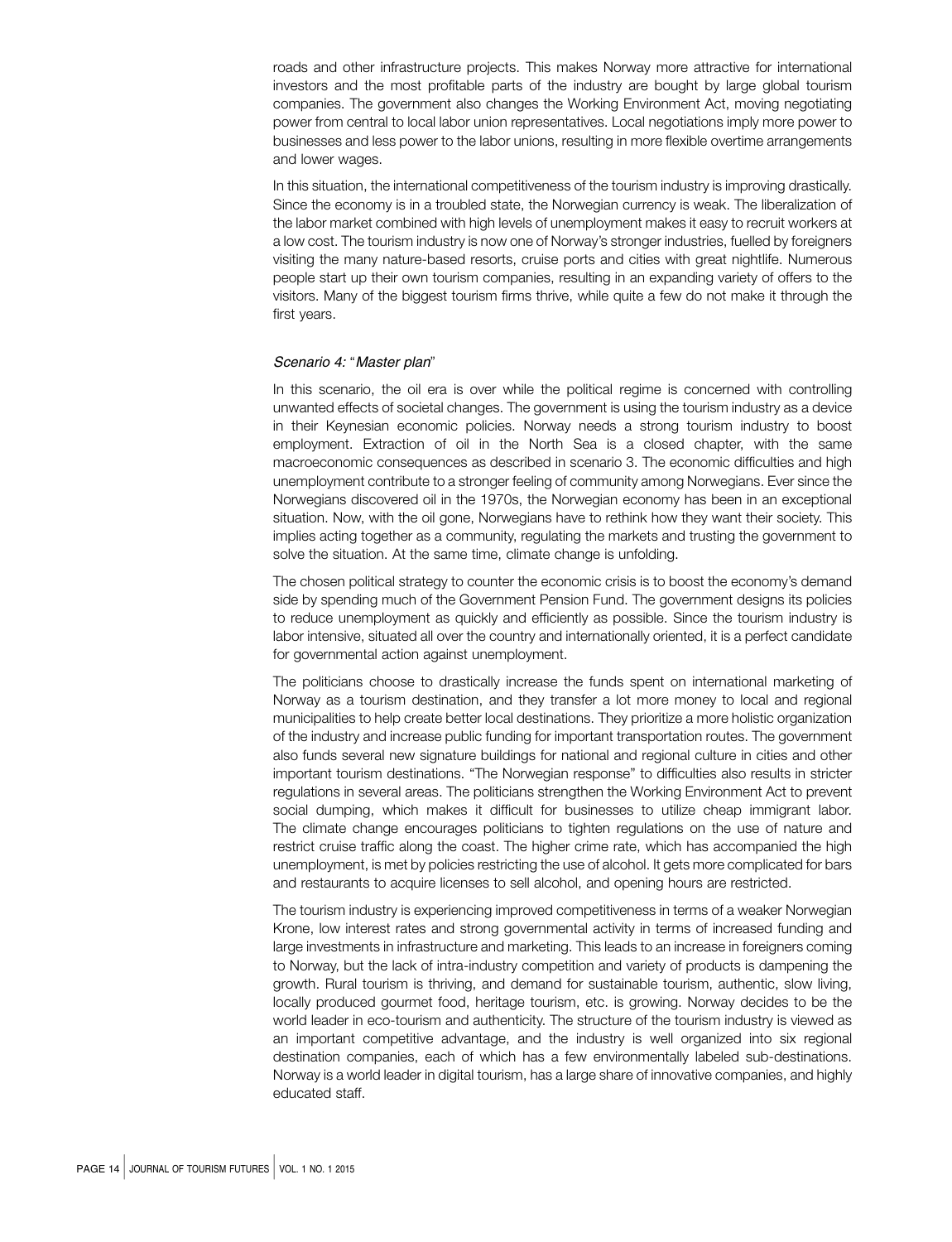roads and other infrastructure projects. This makes Norway more attractive for international investors and the most profitable parts of the industry are bought by large global tourism companies. The government also changes the Working Environment Act, moving negotiating power from central to local labor union representatives. Local negotiations imply more power to businesses and less power to the labor unions, resulting in more flexible overtime arrangements and lower wages.

In this situation, the international competitiveness of the tourism industry is improving drastically. Since the economy is in a troubled state, the Norwegian currency is weak. The liberalization of the labor market combined with high levels of unemployment makes it easy to recruit workers at a low cost. The tourism industry is now one of Norway's stronger industries, fuelled by foreigners visiting the many nature-based resorts, cruise ports and cities with great nightlife. Numerous people start up their own tourism companies, resulting in an expanding variety of offers to the visitors. Many of the biggest tourism firms thrive, while quite a few do not make it through the first years.

### *Scenario 4:* "*Master plan*"

In this scenario, the oil era is over while the political regime is concerned with controlling unwanted effects of societal changes. The government is using the tourism industry as a device in their Keynesian economic policies. Norway needs a strong tourism industry to boost employment. Extraction of oil in the North Sea is a closed chapter, with the same macroeconomic consequences as described in scenario 3. The economic difficulties and high unemployment contribute to a stronger feeling of community among Norwegians. Ever since the Norwegians discovered oil in the 1970s, the Norwegian economy has been in an exceptional situation. Now, with the oil gone, Norwegians have to rethink how they want their society. This implies acting together as a community, regulating the markets and trusting the government to solve the situation. At the same time, climate change is unfolding.

The chosen political strategy to counter the economic crisis is to boost the economy's demand side by spending much of the Government Pension Fund. The government designs its policies to reduce unemployment as quickly and efficiently as possible. Since the tourism industry is labor intensive, situated all over the country and internationally oriented, it is a perfect candidate for governmental action against unemployment.

The politicians choose to drastically increase the funds spent on international marketing of Norway as a tourism destination, and they transfer a lot more money to local and regional municipalities to help create better local destinations. They prioritize a more holistic organization of the industry and increase public funding for important transportation routes. The government also funds several new signature buildings for national and regional culture in cities and other important tourism destinations. "The Norwegian response" to difficulties also results in stricter regulations in several areas. The politicians strengthen the Working Environment Act to prevent social dumping, which makes it difficult for businesses to utilize cheap immigrant labor. The climate change encourages politicians to tighten regulations on the use of nature and restrict cruise traffic along the coast. The higher crime rate, which has accompanied the high unemployment, is met by policies restricting the use of alcohol. It gets more complicated for bars and restaurants to acquire licenses to sell alcohol, and opening hours are restricted.

The tourism industry is experiencing improved competitiveness in terms of a weaker Norwegian Krone, low interest rates and strong governmental activity in terms of increased funding and large investments in infrastructure and marketing. This leads to an increase in foreigners coming to Norway, but the lack of intra-industry competition and variety of products is dampening the growth. Rural tourism is thriving, and demand for sustainable tourism, authentic, slow living, locally produced gourmet food, heritage tourism, etc. is growing. Norway decides to be the world leader in eco-tourism and authenticity. The structure of the tourism industry is viewed as an important competitive advantage, and the industry is well organized into six regional destination companies, each of which has a few environmentally labeled sub-destinations. Norway is a world leader in digital tourism, has a large share of innovative companies, and highly educated staff.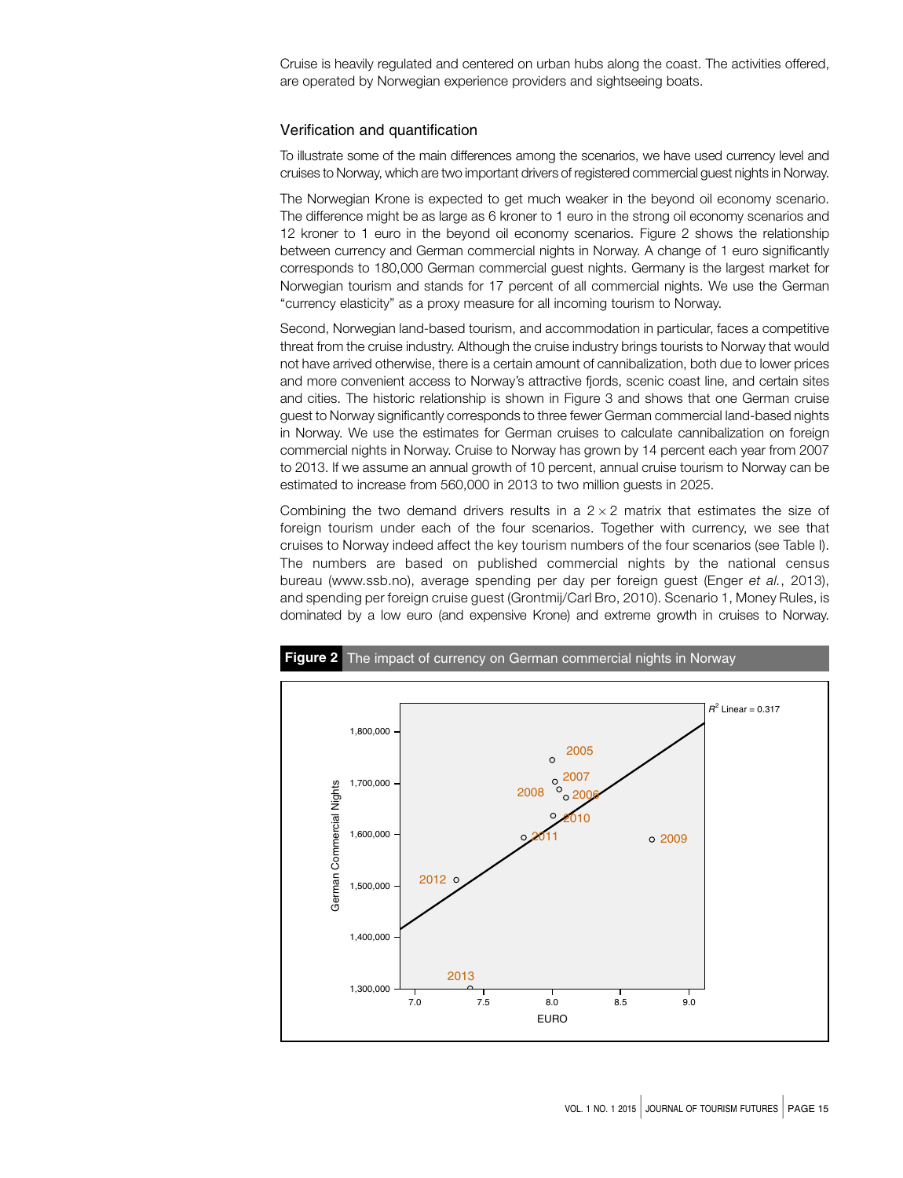Cruise is heavily regulated and centered on urban hubs along the coast. The activities offered, are operated by Norwegian experience providers and sightseeing boats.

### Verification and quantification

To illustrate some of the main differences among the scenarios, we have used currency level and cruises to Norway, which are two important drivers of registered commercial guest nights in Norway.

The Norwegian Krone is expected to get much weaker in the beyond oil economy scenario. The difference might be as large as 6 kroner to 1 euro in the strong oil economy scenarios and 12 kroner to 1 euro in the beyond oil economy scenarios. Figure 2 shows the relationship between currency and German commercial nights in Norway. A change of 1 euro significantly corresponds to 180,000 German commercial guest nights. Germany is the largest market for Norwegian tourism and stands for 17 percent of all commercial nights. We use the German "currency elasticity" as a proxy measure for all incoming tourism to Norway.

Second, Norwegian land-based tourism, and accommodation in particular, faces a competitive threat from the cruise industry. Although the cruise industry brings tourists to Norway that would not have arrived otherwise, there is a certain amount of cannibalization, both due to lower prices and more convenient access to Norway's attractive fjords, scenic coast line, and certain sites and cities. The historic relationship is shown in Figure 3 and shows that one German cruise guest to Norway significantly corresponds to three fewer German commercial land-based nights in Norway. We use the estimates for German cruises to calculate cannibalization on foreign commercial nights in Norway. Cruise to Norway has grown by 14 percent each year from 2007 to 2013. If we assume an annual growth of 10 percent, annual cruise tourism to Norway can be estimated to increase from 560,000 in 2013 to two million guests in 2025.

Combining the two demand drivers results in a $2 \times 2$ matrix that estimates the size of foreign tourism under each of the four scenarios. Together with currency, we see that cruises to Norway indeed affect the key tourism numbers of the four scenarios (see Table I). The numbers are based on published commercial nights by the national census bureau (www.ssb.no), average spending per day per foreign guest (Enger *et al.*, 2013), and spending per foreign cruise guest (Grontmij/Carl Bro, 2010). Scenario 1, Money Rules, is dominated by a low euro (and expensive Krone) and extreme growth in cruises to Norway.

**Figure 2** The impact of currency on German commercial nights in Norway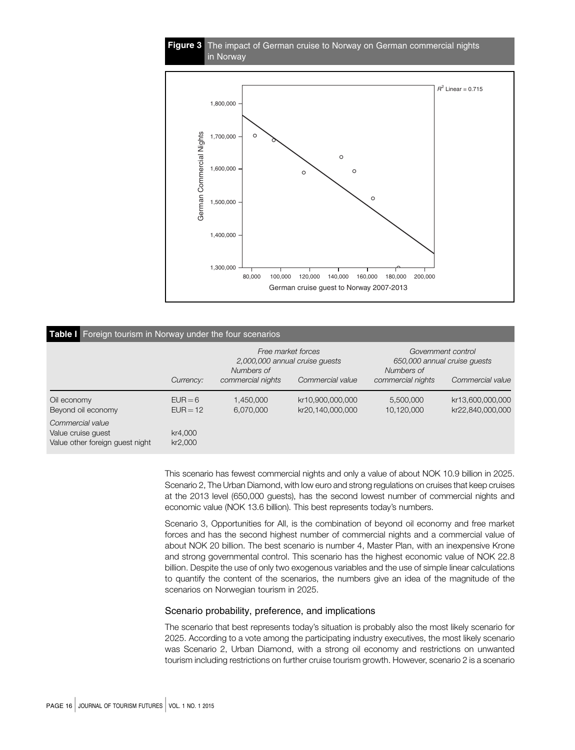**Figure 3** The impact of German cruise to Norway on German commercial nights in Norway

**Table I** Foreign tourism in Norway under the four scenarios

| | Currency: | *Free market forces 2,000,000 annual cruise guests* Numbers of commercial nights | Commercial value | *Government control 650,000 annual cruise guests* Numbers of commercial nights | Commercial value |
|---|---|---|---|---|---|
| Oil economy | EUR = 6 | 1,450,000 | kr10,900,000,000 | 5,500,000 | kr13,600,000,000 |
| Beyond oil economy | EUR = 12 | 6,070,000 | kr20,140,000,000 | 10,120,000 | kr22,840,000,000 |
| *Commercial value* | | | | | |
| Value cruise guest | kr4,000 | | | | |
| Value other foreign guest night | kr2,000 | | | | |

This scenario has fewest commercial nights and only a value of about NOK 10.9 billion in 2025. Scenario 2, The Urban Diamond, with low euro and strong regulations on cruises that keep cruises at the 2013 level (650,000 guests), has the second lowest number of commercial nights and economic value (NOK 13.6 billion). This best represents today's numbers.

Scenario 3, Opportunities for All, is the combination of beyond oil economy and free market forces and has the second highest number of commercial nights and a commercial value of about NOK 20 billion. The best scenario is number 4, Master Plan, with an inexpensive Krone and strong governmental control. This scenario has the highest economic value of NOK 22.8 billion. Despite the use of only two exogenous variables and the use of simple linear calculations to quantify the content of the scenarios, the numbers give an idea of the magnitude of the scenarios on Norwegian tourism in 2025.

### Scenario probability, preference, and implications

The scenario that best represents today's situation is probably also the most likely scenario for 2025. According to a vote among the participating industry executives, the most likely scenario was Scenario 2, Urban Diamond, with a strong oil economy and restrictions on unwanted tourism including restrictions on further cruise tourism growth. However, scenario 2 is a scenario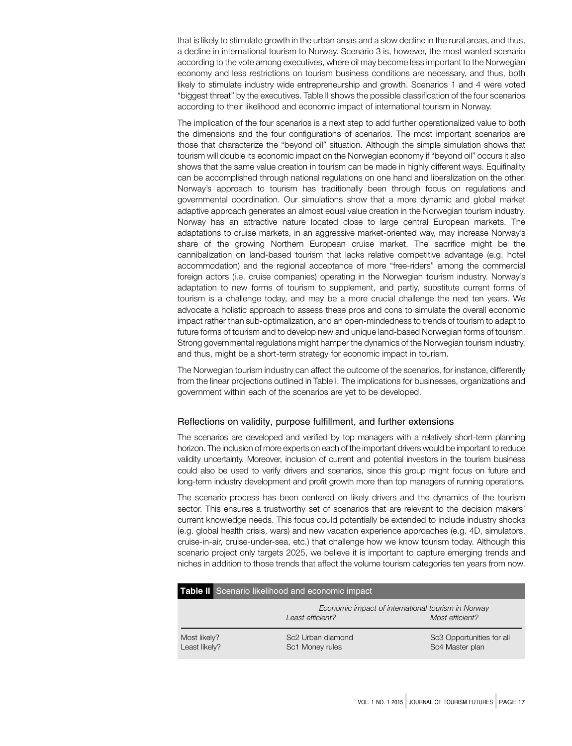that is likely to stimulate growth in the urban areas and a slow decline in the rural areas, and thus, a decline in international tourism to Norway. Scenario 3 is, however, the most wanted scenario according to the vote among executives, where oil may become less important to the Norwegian economy and less restrictions on tourism business conditions are necessary, and thus, both likely to stimulate industry wide entrepreneurship and growth. Scenarios 1 and 4 were voted "biggest threat" by the executives. Table II shows the possible classification of the four scenarios according to their likelihood and economic impact of international tourism in Norway.

The implication of the four scenarios is a next step to add further operationalized value to both the dimensions and the four configurations of scenarios. The most important scenarios are those that characterize the "beyond oil" situation. Although the simple simulation shows that tourism will double its economic impact on the Norwegian economy if "beyond oil" occurs it also shows that the same value creation in tourism can be made in highly different ways. Equifinality can be accomplished through national regulations on one hand and liberalization on the other. Norway's approach to tourism has traditionally been through focus on regulations and governmental coordination. Our simulations show that a more dynamic and global market adaptive approach generates an almost equal value creation in the Norwegian tourism industry. Norway has an attractive nature located close to large central European markets. The adaptations to cruise markets, in an aggressive market-oriented way, may increase Norway's share of the growing Northern European cruise market. The sacrifice might be the cannibalization on land-based tourism that lacks relative competitive advantage (e.g. hotel accommodation) and the regional acceptance of more "free-riders" among the commercial foreign actors (i.e. cruise companies) operating in the Norwegian tourism industry. Norway's adaptation to new forms of tourism to supplement, and partly, substitute current forms of tourism is a challenge today, and may be a more crucial challenge the next ten years. We advocate a holistic approach to assess these pros and cons to simulate the overall economic impact rather than sub-optimalization, and an open-mindedness to trends of tourism to adapt to future forms of tourism and to develop new and unique land-based Norwegian forms of tourism. Strong governmental regulations might hamper the dynamics of the Norwegian tourism industry, and thus, might be a short-term strategy for economic impact in tourism.

The Norwegian tourism industry can affect the outcome of the scenarios, for instance, differently from the linear projections outlined in Table I. The implications for businesses, organizations and government within each of the scenarios are yet to be developed.

## Reflections on validity, purpose fulfillment, and further extensions

The scenarios are developed and verified by top managers with a relatively short-term planning horizon. The inclusion of more experts on each of the important drivers would be important to reduce validity uncertainty. Moreover, inclusion of current and potential investors in the tourism business could also be used to verify drivers and scenarios, since this group might focus on future and long-term industry development and profit growth more than top managers of running operations.

The scenario process has been centered on likely drivers and the dynamics of the tourism sector. This ensures a trustworthy set of scenarios that are relevant to the decision makers' current knowledge needs. This focus could potentially be extended to include industry shocks (e.g. global health crisis, wars) and new vacation experience approaches (e.g. 4D, simulators, cruise-in-air, cruise-under-sea, etc.) that challenge how we know tourism today. Although this scenario project only targets 2025, we believe it is important to capture emerging trends and niches in addition to those trends that affect the volume tourism categories ten years from now.

**Table II** Scenario likelihood and economic impact

| | *Economic impact of international tourism in Norway* | |
|---|---|---|
| | *Least efficient?* | *Most efficient?* |
| Most likely? | Sc2 Urban diamond | Sc3 Opportunities for all |
| Least likely? | Sc1 Money rules | Sc4 Master plan |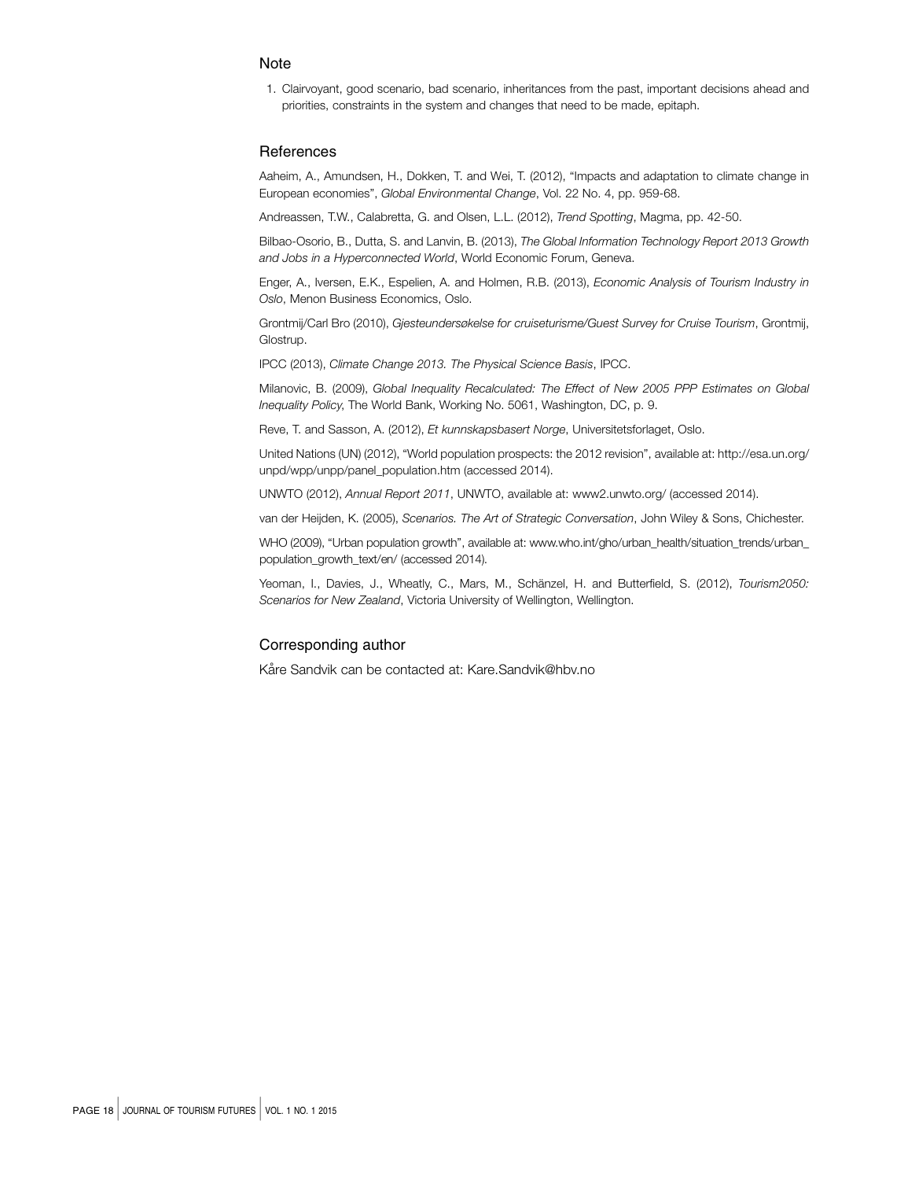## Note

1. Clairvoyant, good scenario, bad scenario, inheritances from the past, important decisions ahead and priorities, constraints in the system and changes that need to be made, epitaph.

## References

Aaheim, A., Amundsen, H., Dokken, T. and Wei, T. (2012), "Impacts and adaptation to climate change in European economies", *Global Environmental Change*, Vol. 22 No. 4, pp. 959-68.

Andreassen, T.W., Calabretta, G. and Olsen, L.L. (2012), *Trend Spotting*, Magma, pp. 42-50.

Bilbao-Osorio, B., Dutta, S. and Lanvin, B. (2013), *The Global Information Technology Report 2013 Growth and Jobs in a Hyperconnected World*, World Economic Forum, Geneva.

Enger, A., Iversen, E.K., Espelien, A. and Holmen, R.B. (2013), *Economic Analysis of Tourism Industry in Oslo*, Menon Business Economics, Oslo.

Grontmij/Carl Bro (2010), *Gjesteundersøkelse for cruiseturisme/Guest Survey for Cruise Tourism*, Grontmij, Glostrup.

IPCC (2013), *Climate Change 2013. The Physical Science Basis*, IPCC.

Milanovic, B. (2009), *Global Inequality Recalculated: The Effect of New 2005 PPP Estimates on Global Inequality Policy*, The World Bank, Working No. 5061, Washington, DC, p. 9.

Reve, T. and Sasson, A. (2012), *Et kunnskapsbasert Norge*, Universitetsforlaget, Oslo.

United Nations (UN) (2012), "World population prospects: the 2012 revision", available at: http://esa.un.org/unpd/wpp/unpp/panel_population.htm (accessed 2014).

UNWTO (2012), *Annual Report 2011*, UNWTO, available at: www2.unwto.org/ (accessed 2014).

van der Heijden, K. (2005), *Scenarios. The Art of Strategic Conversation*, John Wiley & Sons, Chichester.

WHO (2009), "Urban population growth", available at: www.who.int/gho/urban_health/situation_trends/urban_population_growth_text/en/ (accessed 2014).

Yeoman, I., Davies, J., Wheatly, C., Mars, M., Schänzel, H. and Butterfield, S. (2012), *Tourism2050: Scenarios for New Zealand*, Victoria University of Wellington, Wellington.

## Corresponding author

Kåre Sandvik can be contacted at: Kare.Sandvik@hbv.no